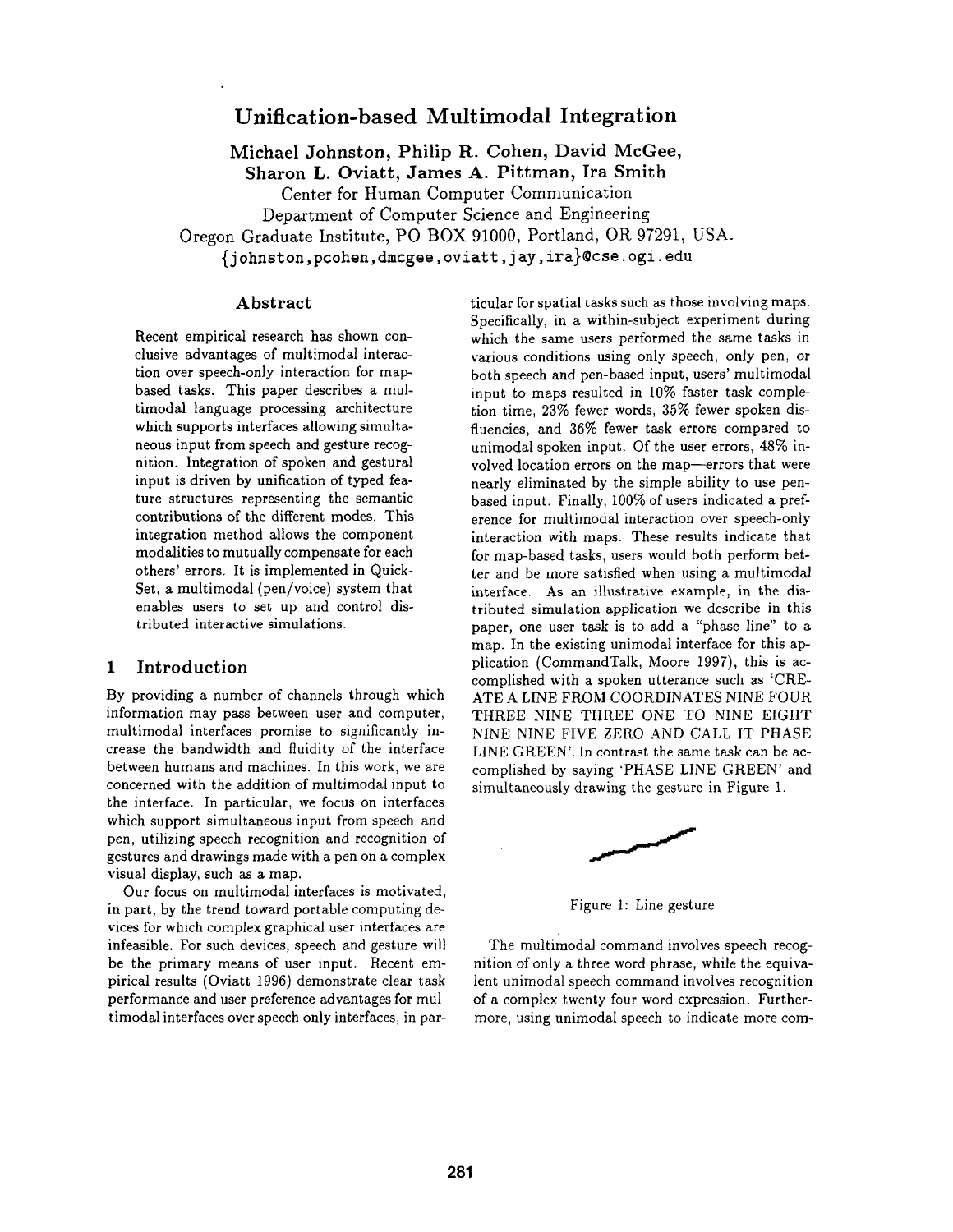# Unification-based Multimodal Integration

**Michael Johnston, Philip R. Cohen, David McGee, Sharon L. Oviatt, James A. Pittman, Ira Smith**

Center for Human Computer Communication
Department of Computer Science and Engineering
Oregon Graduate Institute, PO BOX 91000, Portland, OR 97291, USA.
{johnston,pcohen,dmcgee,oviatt,jay,ira}@cse.ogi.edu

## Abstract

Recent empirical research has shown conclusive advantages of multimodal interaction over speech-only interaction for map-based tasks. This paper describes a multimodal language processing architecture which supports interfaces allowing simultaneous input from speech and gesture recognition. Integration of spoken and gestural input is driven by unification of typed feature structures representing the semantic contributions of the different modes. This integration method allows the component modalities to mutually compensate for each others' errors. It is implemented in QuickSet, a multimodal (pen/voice) system that enables users to set up and control distributed interactive simulations.

## 1 Introduction

By providing a number of channels through which information may pass between user and computer, multimodal interfaces promise to significantly increase the bandwidth and fluidity of the interface between humans and machines. In this work, we are concerned with the addition of multimodal input to the interface. In particular, we focus on interfaces which support simultaneous input from speech and pen, utilizing speech recognition and recognition of gestures and drawings made with a pen on a complex visual display, such as a map.

Our focus on multimodal interfaces is motivated, in part, by the trend toward portable computing devices for which complex graphical user interfaces are infeasible. For such devices, speech and gesture will be the primary means of user input. Recent empirical results (Oviatt 1996) demonstrate clear task performance and user preference advantages for multimodal interfaces over speech only interfaces, in particular for spatial tasks such as those involving maps. Specifically, in a within-subject experiment during which the same users performed the same tasks in various conditions using only speech, only pen, or both speech and pen-based input, users' multimodal input to maps resulted in 10% faster task completion time, 23% fewer words, 35% fewer spoken disfluencies, and 36% fewer task errors compared to unimodal spoken input. Of the user errors, 48% involved location errors on the map—errors that were nearly eliminated by the simple ability to use pen-based input. Finally, 100% of users indicated a preference for multimodal interaction over speech-only interaction with maps. These results indicate that for map-based tasks, users would both perform better and be more satisfied when using a multimodal interface. As an illustrative example, in the distributed simulation application we describe in this paper, one user task is to add a "phase line" to a map. In the existing unimodal interface for this application (CommandTalk, Moore 1997), this is accomplished with a spoken utterance such as 'CREATE A LINE FROM COORDINATES NINE FOUR THREE NINE THREE ONE TO NINE EIGHT NINE NINE FIVE ZERO AND CALL IT PHASE LINE GREEN'. In contrast the same task can be accomplished by saying 'PHASE LINE GREEN' and simultaneously drawing the gesture in Figure 1.

Figure 1: Line gesture

The multimodal command involves speech recognition of only a three word phrase, while the equivalent unimodal speech command involves recognition of a complex twenty four word expression. Furthermore, using unimodal speech to indicate more com-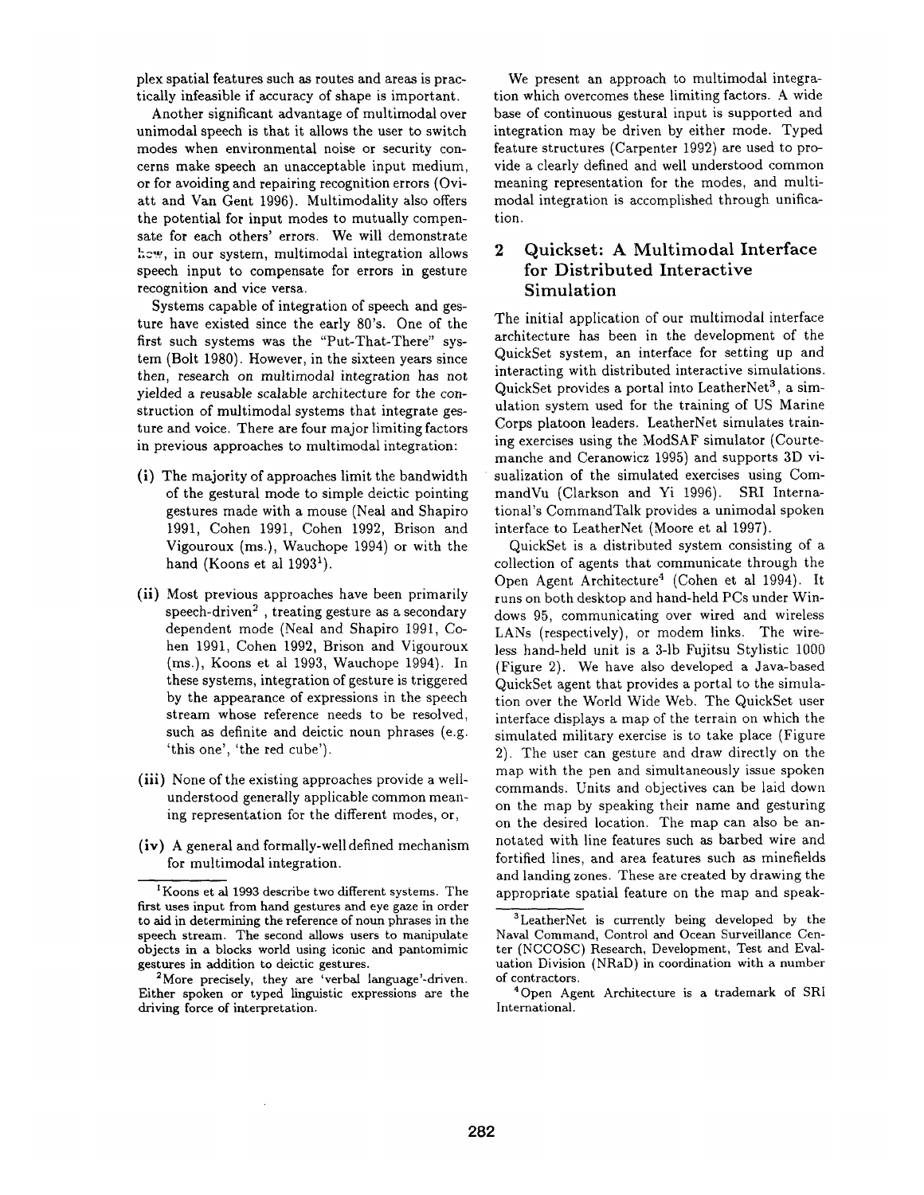plex spatial features such as routes and areas is practically infeasible if accuracy of shape is important.

Another significant advantage of multimodal over unimodal speech is that it allows the user to switch modes when environmental noise or security concerns make speech an unacceptable input medium, or for avoiding and repairing recognition errors (Oviatt and Van Gent 1996). Multimodality also offers the potential for input modes to mutually compensate for each others' errors. We will demonstrate how, in our system, multimodal integration allows speech input to compensate for errors in gesture recognition and vice versa.

Systems capable of integration of speech and gesture have existed since the early 80's. One of the first such systems was the "Put-That-There" system (Bolt 1980). However, in the sixteen years since then, research on multimodal integration has not yielded a reusable scalable architecture for the construction of multimodal systems that integrate gesture and voice. There are four major limiting factors in previous approaches to multimodal integration:

- **(i)** The majority of approaches limit the bandwidth of the gestural mode to simple deictic pointing gestures made with a mouse (Neal and Shapiro 1991, Cohen 1991, Cohen 1992, Brison and Vigouroux (ms.), Wauchope 1994) or with the hand (Koons et al 1993[1]).
- **(ii)** Most previous approaches have been primarily speech-driven[2] , treating gesture as a secondary dependent mode (Neal and Shapiro 1991, Cohen 1991, Cohen 1992, Brison and Vigouroux (ms.), Koons et al 1993, Wauchope 1994). In these systems, integration of gesture is triggered by the appearance of expressions in the speech stream whose reference needs to be resolved, such as definite and deictic noun phrases (e.g. 'this one', 'the red cube').
- **(iii)** None of the existing approaches provide a well-understood generally applicable common meaning representation for the different modes, or,
- **(iv)** A general and formally-well defined mechanism for multimodal integration.

We present an approach to multimodal integration which overcomes these limiting factors. A wide base of continuous gestural input is supported and integration may be driven by either mode. Typed feature structures (Carpenter 1992) are used to provide a clearly defined and well understood common meaning representation for the modes, and multimodal integration is accomplished through unification.

## 2 Quickset: A Multimodal Interface for Distributed Interactive Simulation

The initial application of our multimodal interface architecture has been in the development of the QuickSet system, an interface for setting up and interacting with distributed interactive simulations. QuickSet provides a portal into LeatherNet[3], a simulation system used for the training of US Marine Corps platoon leaders. LeatherNet simulates training exercises using the ModSAF simulator (Courtemanche and Ceranowicz 1995) and supports 3D visualization of the simulated exercises using CommandVu (Clarkson and Yi 1996). SRI International's CommandTalk provides a unimodal spoken interface to LeatherNet (Moore et al 1997).

QuickSet is a distributed system consisting of a collection of agents that communicate through the Open Agent Architecture[4] (Cohen et al 1994). It runs on both desktop and hand-held PCs under Windows 95, communicating over wired and wireless LANs (respectively), or modem links. The wireless hand-held unit is a 3-lb Fujitsu Stylistic 1000 (Figure 2). We have also developed a Java-based QuickSet agent that provides a portal to the simulation over the World Wide Web. The QuickSet user interface displays a map of the terrain on which the simulated military exercise is to take place (Figure 2). The user can gesture and draw directly on the map with the pen and simultaneously issue spoken commands. Units and objectives can be laid down on the map by speaking their name and gesturing on the desired location. The map can also be annotated with line features such as barbed wire and fortified lines, and area features such as minefields and landing zones. These are created by drawing the appropriate spatial feature on the map and speak-

---

[1] Koons et al 1993 describe two different systems. The first uses input from hand gestures and eye gaze in order to aid in determining the reference of noun phrases in the speech stream. The second allows users to manipulate objects in a blocks world using iconic and pantomimic gestures in addition to deictic gestures.

[2] More precisely, they are 'verbal language'-driven. Either spoken or typed linguistic expressions are the driving force of interpretation.

[3] LeatherNet is currently being developed by the Naval Command, Control and Ocean Surveillance Center (NCCOSC) Research, Development, Test and Evaluation Division (NRaD) in coordination with a number of contractors.

[4] Open Agent Architecture is a trademark of SRI International.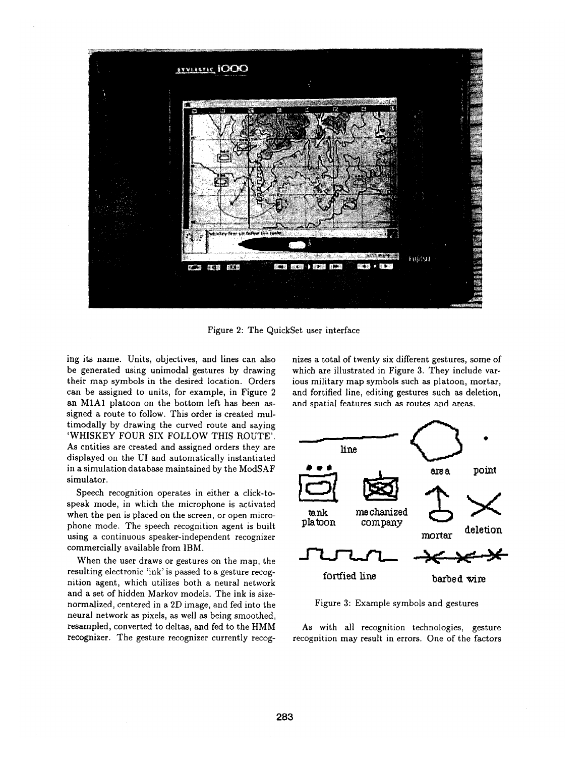Figure 2: The QuickSet user interface

ing its name. Units, objectives, and lines can also be generated using unimodal gestures by drawing their map symbols in the desired location. Orders can be assigned to units, for example, in Figure 2 an M1A1 platoon on the bottom left has been assigned a route to follow. This order is created multimodally by drawing the curved route and saying 'WHISKEY FOUR SIX FOLLOW THIS ROUTE'. As entities are created and assigned orders they are displayed on the UI and automatically instantiated in a simulation database maintained by the ModSAF simulator.

Speech recognition operates in either a click-to-speak mode, in which the microphone is activated when the pen is placed on the screen, or open microphone mode. The speech recognition agent is built using a continuous speaker-independent recognizer commercially available from IBM.

When the user draws or gestures on the map, the resulting electronic 'ink' is passed to a gesture recognition agent, which utilizes both a neural network and a set of hidden Markov models. The ink is size-normalized, centered in a 2D image, and fed into the neural network as pixels, as well as being smoothed, resampled, converted to deltas, and fed to the HMM recognizer. The gesture recognizer currently recognizes a total of twenty six different gestures, some of which are illustrated in Figure 3. They include various military map symbols such as platoon, mortar, and fortified line, editing gestures such as deletion, and spatial features such as routes and areas.

Figure 3: Example symbols and gestures

As with all recognition technologies, gesture recognition may result in errors. One of the factors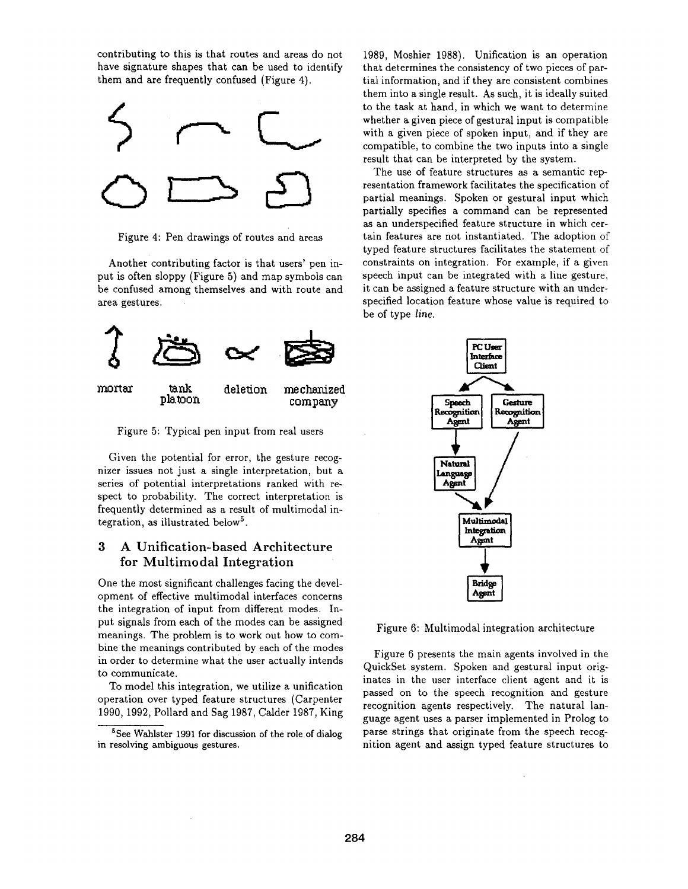contributing to this is that routes and areas do not have signature shapes that can be used to identify them and are frequently confused (Figure 4).

Figure 4: Pen drawings of routes and areas

Another contributing factor is that users' pen input is often sloppy (Figure 5) and map symbols can be confused among themselves and with route and area gestures.

mortar    tank platoon    deletion    mechanized company

Figure 5: Typical pen input from real users

Given the potential for error, the gesture recognizer issues not just a single interpretation, but a series of potential interpretations ranked with respect to probability. The correct interpretation is frequently determined as a result of multimodal integration, as illustrated below[5].

## 3 A Unification-based Architecture for Multimodal Integration

One the most significant challenges facing the development of effective multimodal interfaces concerns the integration of input from different modes. Input signals from each of the modes can be assigned meanings. The problem is to work out how to combine the meanings contributed by each of the modes in order to determine what the user actually intends to communicate.

To model this integration, we utilize a unification operation over typed feature structures (Carpenter 1990, 1992, Pollard and Sag 1987, Calder 1987, King 1989, Moshier 1988). Unification is an operation that determines the consistency of two pieces of partial information, and if they are consistent combines them into a single result. As such, it is ideally suited to the task at hand, in which we want to determine whether a given piece of gestural input is compatible with a given piece of spoken input, and if they are compatible, to combine the two inputs into a single result that can be interpreted by the system.

The use of feature structures as a semantic representation framework facilitates the specification of partial meanings. Spoken or gestural input which partially specifies a command can be represented as an underspecified feature structure in which certain features are not instantiated. The adoption of typed feature structures facilitates the statement of constraints on integration. For example, if a given speech input can be integrated with a line gesture, it can be assigned a feature structure with an underspecified location feature whose value is required to be of type *line*.

PC User Interface Client → Speech Recognition Agent, Gesture Recognition Agent; Speech Recognition Agent → Natural Language Agent; Natural Language Agent, Gesture Recognition Agent → Multimodal Integration Agent → Bridge Agent

Figure 6: Multimodal integration architecture

Figure 6 presents the main agents involved in the QuickSet system. Spoken and gestural input originates in the user interface client agent and it is passed on to the speech recognition and gesture recognition agents respectively. The natural language agent uses a parser implemented in Prolog to parse strings that originate from the speech recognition agent and assign typed feature structures to

[5] See Wahlster 1991 for discussion of the role of dialog in resolving ambiguous gestures.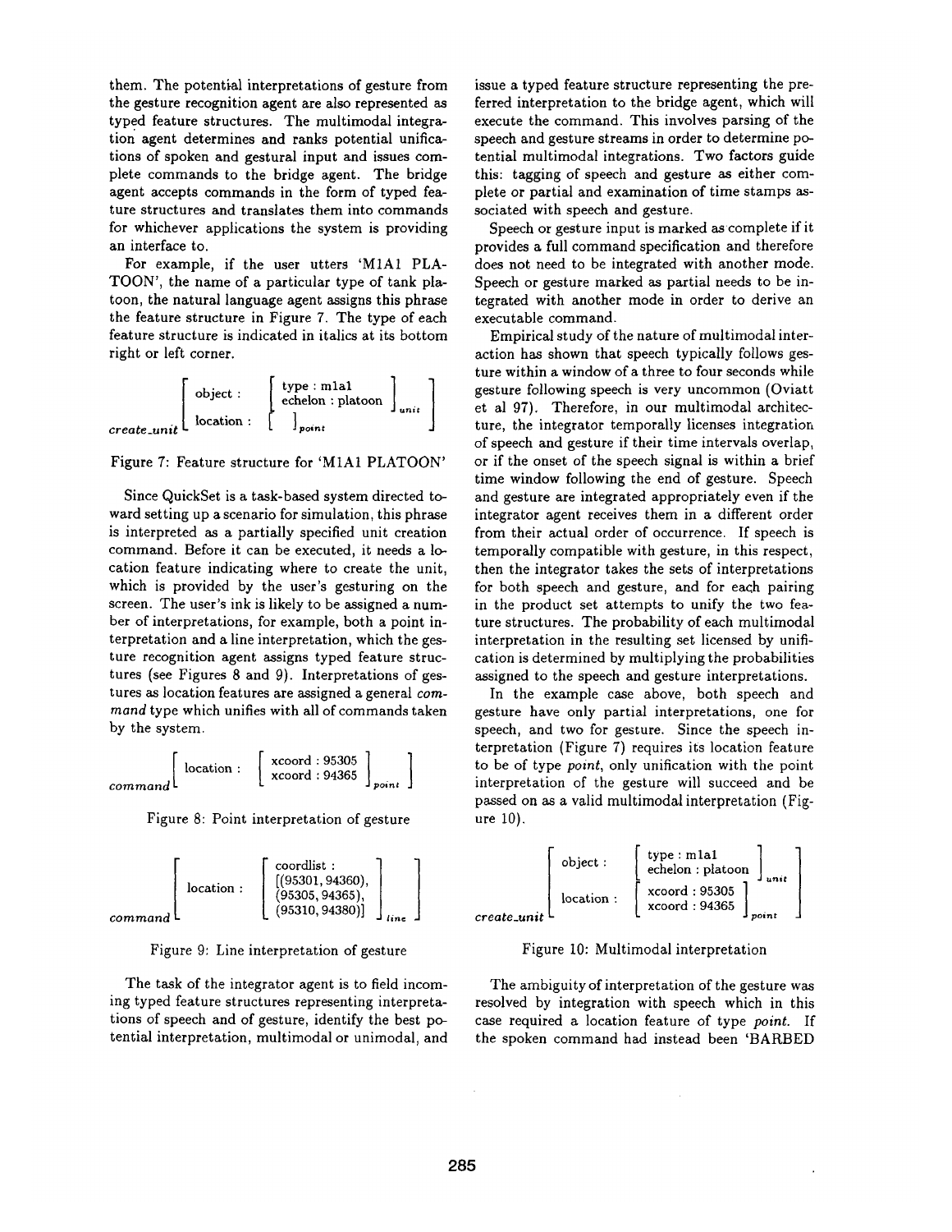them. The potential interpretations of gesture from the gesture recognition agent are also represented as typed feature structures. The multimodal integration agent determines and ranks potential unifications of spoken and gestural input and issues complete commands to the bridge agent. The bridge agent accepts commands in the form of typed feature structures and translates them into commands for whichever applications the system is providing an interface to.

For example, if the user utters 'M1A1 PLATOON', the name of a particular type of tank platoon, the natural language agent assigns this phrase the feature structure in Figure 7. The type of each feature structure is indicated in italics at its bottom right or left corner.

$$
{}_{\textit{create\_unit}}\left[\begin{array}{ll} \text{object}: & \left[\begin{array}{l} \text{type}: \text{m1a1} \\ \text{echelon}: \text{platoon} \end{array}\right]_{\textit{unit}} \\ \text{location}: & \left[\ \right]_{\textit{point}} \end{array}\right]
$$

Figure 7: Feature structure for 'M1A1 PLATOON'

Since QuickSet is a task-based system directed toward setting up a scenario for simulation, this phrase is interpreted as a partially specified unit creation command. Before it can be executed, it needs a location feature indicating where to create the unit, which is provided by the user's gesturing on the screen. The user's ink is likely to be assigned a number of interpretations, for example, both a point interpretation and a line interpretation, which the gesture recognition agent assigns typed feature structures (see Figures 8 and 9). Interpretations of gestures as location features are assigned a general *command* type which unifies with all of commands taken by the system.

$$
{}_{\textit{command}}\left[\begin{array}{ll} \text{location}: & \left[\begin{array}{l} \text{xcoord}: 95305 \\ \text{xcoord}: 94365 \end{array}\right]_{\textit{point}} \end{array}\right]
$$

Figure 8: Point interpretation of gesture

$$
{}_{\textit{command}}\left[\begin{array}{ll} \text{location}: & \left[\begin{array}{l} \text{coordlist}: \\ \text{[(95301, 94360),} \\ \text{(95305, 94365),} \\ \text{(95310, 94380)]} \end{array}\right]_{\textit{line}} \end{array}\right]
$$

Figure 9: Line interpretation of gesture

The task of the integrator agent is to field incoming typed feature structures representing interpretations of speech and of gesture, identify the best potential interpretation, multimodal or unimodal, and issue a typed feature structure representing the preferred interpretation to the bridge agent, which will execute the command. This involves parsing of the speech and gesture streams in order to determine potential multimodal integrations. Two factors guide this: tagging of speech and gesture as either complete or partial and examination of time stamps associated with speech and gesture.

Speech or gesture input is marked as complete if it provides a full command specification and therefore does not need to be integrated with another mode. Speech or gesture marked as partial needs to be integrated with another mode in order to derive an executable command.

Empirical study of the nature of multimodal interaction has shown that speech typically follows gesture within a window of a three to four seconds while gesture following speech is very uncommon (Oviatt et al 97). Therefore, in our multimodal architecture, the integrator temporally licenses integration of speech and gesture if their time intervals overlap, or if the onset of the speech signal is within a brief time window following the end of gesture. Speech and gesture are integrated appropriately even if the integrator agent receives them in a different order from their actual order of occurrence. If speech is temporally compatible with gesture, in this respect, then the integrator takes the sets of interpretations for both speech and gesture, and for each pairing in the product set attempts to unify the two feature structures. The probability of each multimodal interpretation in the resulting set licensed by unification is determined by multiplying the probabilities assigned to the speech and gesture interpretations.

In the example case above, both speech and gesture have only partial interpretations, one for speech, and two for gesture. Since the speech interpretation (Figure 7) requires its location feature to be of type *point*, only unification with the point interpretation of the gesture will succeed and be passed on as a valid multimodal interpretation (Figure 10).

$$
{}_{\textit{create\_unit}}\left[\begin{array}{ll} \text{object}: & \left[\begin{array}{l} \text{type}: \text{m1a1} \\ \text{echelon}: \text{platoon} \end{array}\right]_{\textit{unit}} \\ \text{location}: & \left[\begin{array}{l} \text{xcoord}: 95305 \\ \text{xcoord}: 94365 \end{array}\right]_{\textit{point}} \end{array}\right]
$$

Figure 10: Multimodal interpretation

The ambiguity of interpretation of the gesture was resolved by integration with speech which in this case required a location feature of type *point*. If the spoken command had instead been 'BARBED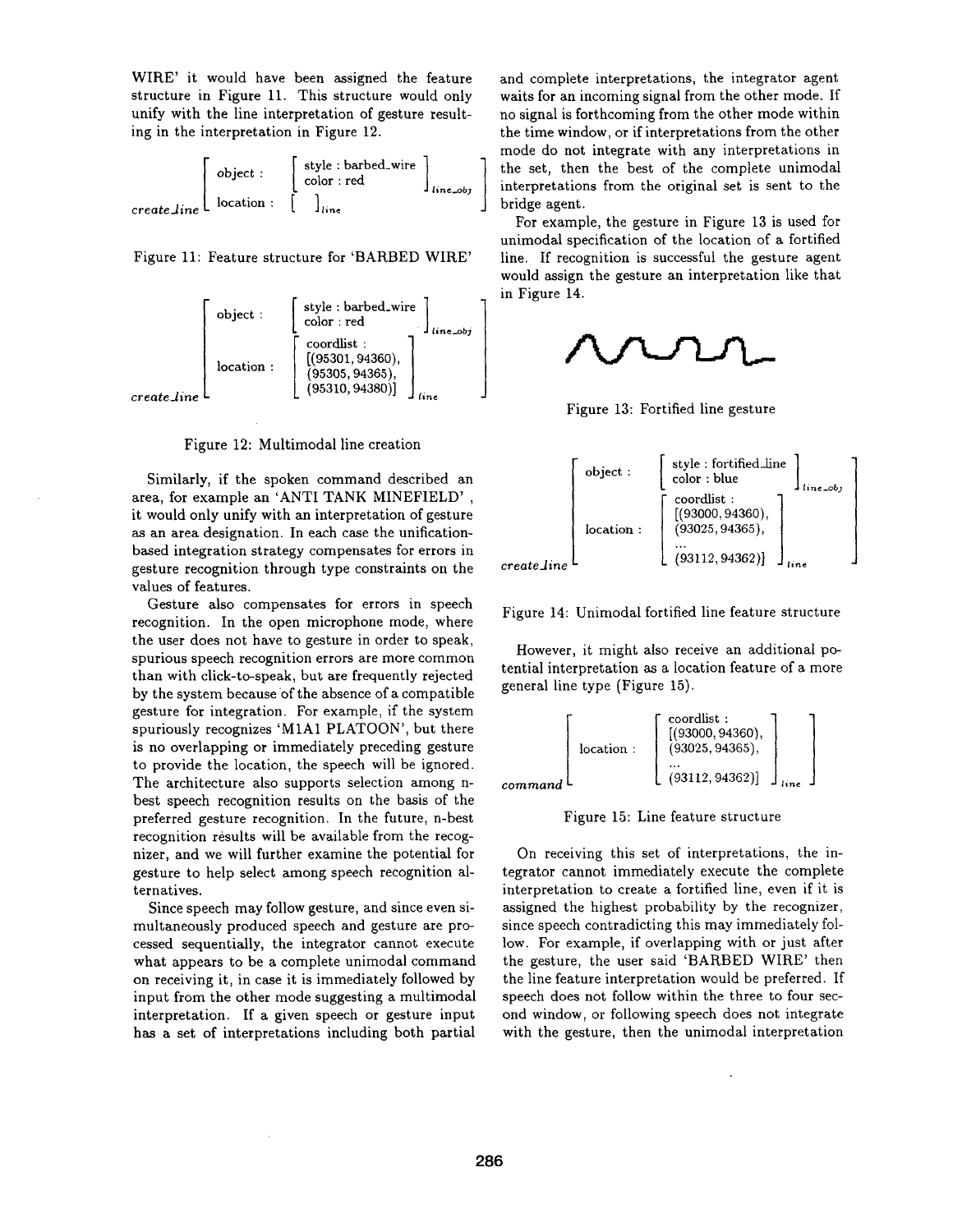WIRE' it would have been assigned the feature structure in Figure 11. This structure would only unify with the line interpretation of gesture resulting in the interpretation in Figure 12.

$$
\left[\begin{array}{ll}
\text{object}: & \left[\begin{array}{l}\text{style : barbed\_wire}\\ \text{color : red}\end{array}\right]_{line\_obj} \\
\text{location}: & \left[\;\right]_{line}
\end{array}\right]_{create\_line}
$$

Figure 11: Feature structure for 'BARBED WIRE'

$$
\left[\begin{array}{ll}
\text{object}: & \left[\begin{array}{l}\text{style : barbed\_wire}\\ \text{color : red}\end{array}\right]_{line\_obj} \\
\text{location}: & \left[\begin{array}{l}\text{coordlist :}\\ \text{[(95301, 94360),}\\ \text{(95305, 94365),}\\ \text{(95310, 94380)]}\end{array}\right]_{line}
\end{array}\right]_{create\_line}
$$

Figure 12: Multimodal line creation

Similarly, if the spoken command described an area, for example an 'ANTI TANK MINEFIELD' , it would only unify with an interpretation of gesture as an area designation. In each case the unification-based integration strategy compensates for errors in gesture recognition through type constraints on the values of features.

Gesture also compensates for errors in speech recognition. In the open microphone mode, where the user does not have to gesture in order to speak, spurious speech recognition errors are more common than with click-to-speak, but are frequently rejected by the system because of the absence of a compatible gesture for integration. For example, if the system spuriously recognizes 'M1A1 PLATOON', but there is no overlapping or immediately preceding gesture to provide the location, the speech will be ignored. The architecture also supports selection among n-best speech recognition results on the basis of the preferred gesture recognition. In the future, n-best recognition results will be available from the recognizer, and we will further examine the potential for gesture to help select among speech recognition alternatives.

Since speech may follow gesture, and since even simultaneously produced speech and gesture are processed sequentially, the integrator cannot execute what appears to be a complete unimodal command on receiving it, in case it is immediately followed by input from the other mode suggesting a multimodal interpretation. If a given speech or gesture input has a set of interpretations including both partial and complete interpretations, the integrator agent waits for an incoming signal from the other mode. If no signal is forthcoming from the other mode within the time window, or if interpretations from the other mode do not integrate with any interpretations in the set, then the best of the complete unimodal interpretations from the original set is sent to the bridge agent.

For example, the gesture in Figure 13 is used for unimodal specification of the location of a fortified line. If recognition is successful the gesture agent would assign the gesture an interpretation like that in Figure 14.

Figure 13: Fortified line gesture

$$
\left[\begin{array}{ll}
\text{object}: & \left[\begin{array}{l}\text{style : fortified\_line}\\ \text{color : blue}\end{array}\right]_{line\_obj} \\
\text{location}: & \left[\begin{array}{l}\text{coordlist :}\\ \text{[(93000, 94360),}\\ \text{(93025, 94365),}\\ \ldots\\ \text{(93112, 94362)]}\end{array}\right]_{line}
\end{array}\right]_{create\_line}
$$

Figure 14: Unimodal fortified line feature structure

However, it might also receive an additional potential interpretation as a location feature of a more general line type (Figure 15).

$$
\left[\begin{array}{ll}
\text{location}: & \left[\begin{array}{l}\text{coordlist :}\\ \text{[(93000, 94360),}\\ \text{(93025, 94365),}\\ \ldots\\ \text{(93112, 94362)]}\end{array}\right]_{line}
\end{array}\right]_{command}
$$

Figure 15: Line feature structure

On receiving this set of interpretations, the integrator cannot immediately execute the complete interpretation to create a fortified line, even if it is assigned the highest probability by the recognizer, since speech contradicting this may immediately follow. For example, if overlapping with or just after the gesture, the user said 'BARBED WIRE' then the line feature interpretation would be preferred. If speech does not follow within the three to four second window, or following speech does not integrate with the gesture, then the unimodal interpretation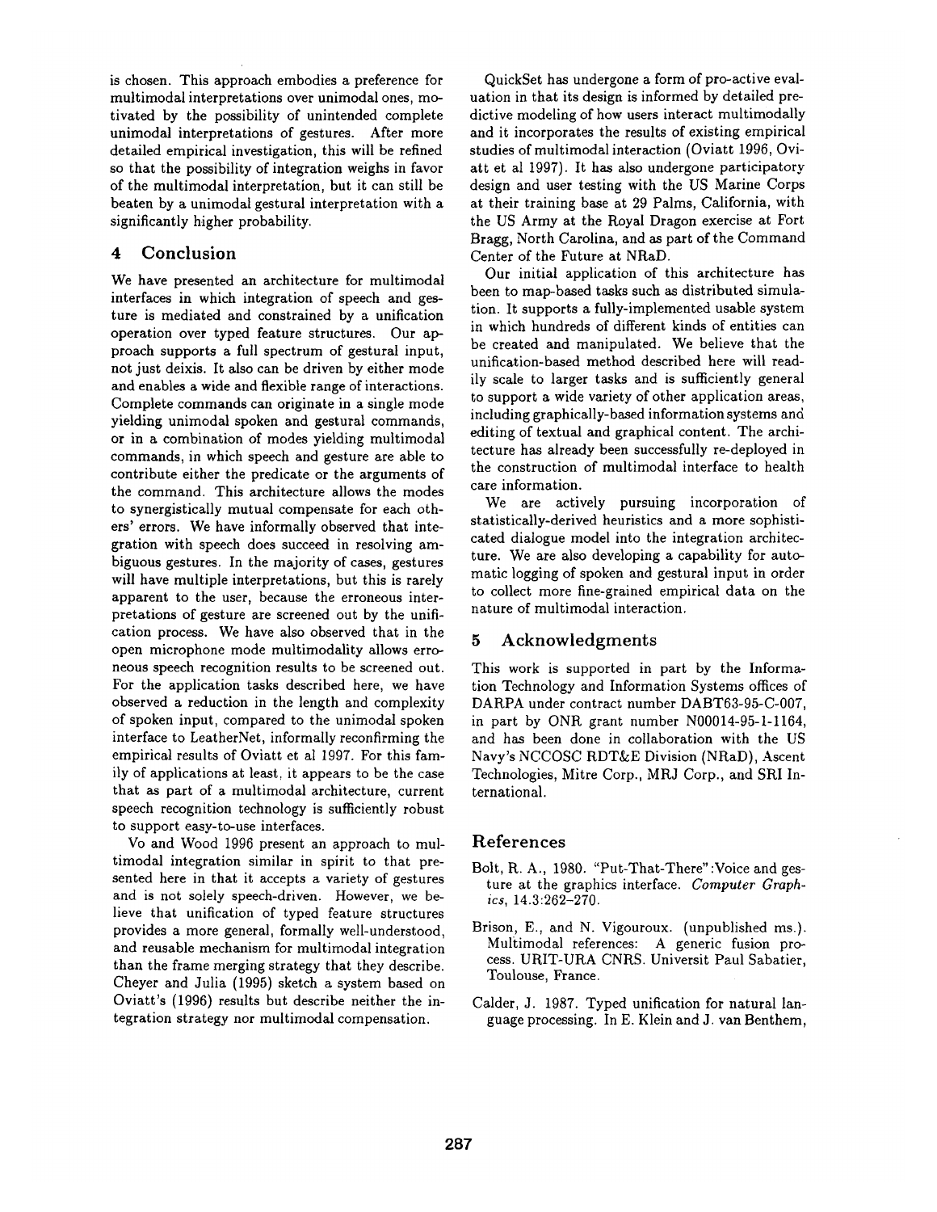is chosen. This approach embodies a preference for multimodal interpretations over unimodal ones, motivated by the possibility of unintended complete unimodal interpretations of gestures. After more detailed empirical investigation, this will be refined so that the possibility of integration weighs in favor of the multimodal interpretation, but it can still be beaten by a unimodal gestural interpretation with a significantly higher probability.

## 4 Conclusion

We have presented an architecture for multimodal interfaces in which integration of speech and gesture is mediated and constrained by a unification operation over typed feature structures. Our approach supports a full spectrum of gestural input, not just deixis. It also can be driven by either mode and enables a wide and flexible range of interactions. Complete commands can originate in a single mode yielding unimodal spoken and gestural commands, or in a combination of modes yielding multimodal commands, in which speech and gesture are able to contribute either the predicate or the arguments of the command. This architecture allows the modes to synergistically mutual compensate for each others' errors. We have informally observed that integration with speech does succeed in resolving ambiguous gestures. In the majority of cases, gestures will have multiple interpretations, but this is rarely apparent to the user, because the erroneous interpretations of gesture are screened out by the unification process. We have also observed that in the open microphone mode multimodality allows erroneous speech recognition results to be screened out. For the application tasks described here, we have observed a reduction in the length and complexity of spoken input, compared to the unimodal spoken interface to LeatherNet, informally reconfirming the empirical results of Oviatt et al 1997. For this family of applications at least, it appears to be the case that as part of a multimodal architecture, current speech recognition technology is sufficiently robust to support easy-to-use interfaces.

Vo and Wood 1996 present an approach to multimodal integration similar in spirit to that presented here in that it accepts a variety of gestures and is not solely speech-driven. However, we believe that unification of typed feature structures provides a more general, formally well-understood, and reusable mechanism for multimodal integration than the frame merging strategy that they describe. Cheyer and Julia (1995) sketch a system based on Oviatt's (1996) results but describe neither the integration strategy nor multimodal compensation.

QuickSet has undergone a form of pro-active evaluation in that its design is informed by detailed predictive modeling of how users interact multimodally and it incorporates the results of existing empirical studies of multimodal interaction (Oviatt 1996, Oviatt et al 1997). It has also undergone participatory design and user testing with the US Marine Corps at their training base at 29 Palms, California, with the US Army at the Royal Dragon exercise at Fort Bragg, North Carolina, and as part of the Command Center of the Future at NRaD.

Our initial application of this architecture has been to map-based tasks such as distributed simulation. It supports a fully-implemented usable system in which hundreds of different kinds of entities can be created and manipulated. We believe that the unification-based method described here will readily scale to larger tasks and is sufficiently general to support a wide variety of other application areas, including graphically-based information systems and editing of textual and graphical content. The architecture has already been successfully re-deployed in the construction of multimodal interface to health care information.

We are actively pursuing incorporation of statistically-derived heuristics and a more sophisticated dialogue model into the integration architecture. We are also developing a capability for automatic logging of spoken and gestural input in order to collect more fine-grained empirical data on the nature of multimodal interaction.

## 5 Acknowledgments

This work is supported in part by the Information Technology and Information Systems offices of DARPA under contract number DABT63-95-C-007, in part by ONR grant number N00014-95-1-1164, and has been done in collaboration with the US Navy's NCCOSC RDT&E Division (NRaD), Ascent Technologies, Mitre Corp., MRJ Corp., and SRI International.

## References

Bolt, R. A., 1980. "Put-That-There":Voice and gesture at the graphics interface. *Computer Graphics*, 14.3:262–270.

Brison, E., and N. Vigouroux. (unpublished ms.). Multimodal references: A generic fusion process. URIT-URA CNRS. Universit Paul Sabatier, Toulouse, France.

Calder, J. 1987. Typed unification for natural language processing. In E. Klein and J. van Benthem,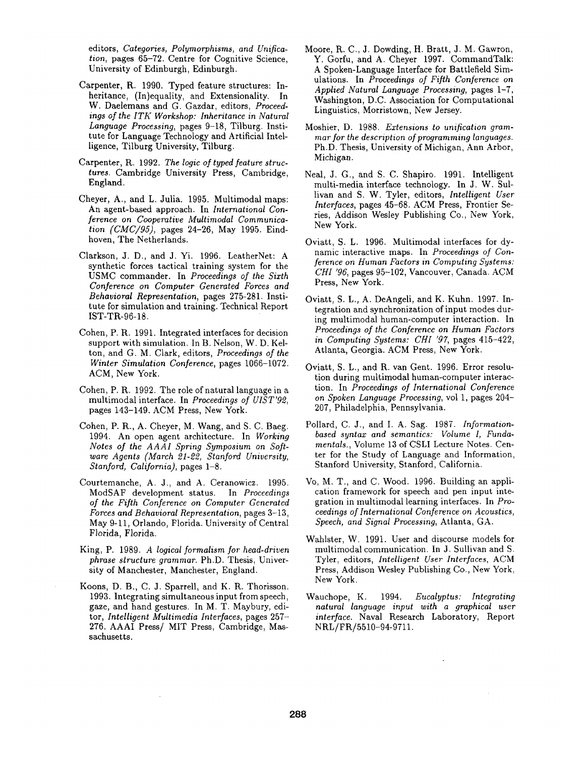editors, *Categories, Polymorphisms, and Unification*, pages 65–72. Centre for Cognitive Science, University of Edinburgh, Edinburgh.

Carpenter, R. 1990. Typed feature structures: Inheritance, (In)equality, and Extensionality. In W. Daelemans and G. Gazdar, editors, *Proceedings of the ITK Workshop: Inheritance in Natural Language Processing*, pages 9–18, Tilburg. Institute for Language Technology and Artificial Intelligence, Tilburg University, Tilburg.

Carpenter, R. 1992. *The logic of typed feature structures.* Cambridge University Press, Cambridge, England.

Cheyer, A., and L. Julia. 1995. Multimodal maps: An agent-based approach. In *International Conference on Cooperative Multimodal Communication (CMC/95)*, pages 24–26, May 1995. Eindhoven, The Netherlands.

Clarkson, J. D., and J. Yi. 1996. LeatherNet: A synthetic forces tactical training system for the USMC commander. In *Proceedings of the Sixth Conference on Computer Generated Forces and Behavioral Representation*, pages 275-281. Institute for simulation and training. Technical Report IST-TR-96-18.

Cohen, P. R. 1991. Integrated interfaces for decision support with simulation. In B. Nelson, W. D. Kelton, and G. M. Clark, editors, *Proceedings of the Winter Simulation Conference*, pages 1066–1072. ACM, New York.

Cohen, P. R. 1992. The role of natural language in a multimodal interface. In *Proceedings of UIST'92*, pages 143–149. ACM Press, New York.

Cohen, P. R., A. Cheyer, M. Wang, and S. C. Baeg. 1994. An open agent architecture. In *Working Notes of the AAAI Spring Symposium on Software Agents (March 21-22, Stanford University, Stanford, California)*, pages 1–8.

Courtemanche, A. J., and A. Ceranowicz. 1995. ModSAF development status. In *Proceedings of the Fifth Conference on Computer Generated Forces and Behavioral Representation*, pages 3–13, May 9-11, Orlando, Florida. University of Central Florida, Florida.

King, P. 1989. *A logical formalism for head-driven phrase structure grammar.* Ph.D. Thesis, University of Manchester, Manchester, England.

Koons, D. B., C. J. Sparrell, and K. R. Thorisson. 1993. Integrating simultaneous input from speech, gaze, and hand gestures. In M. T. Maybury, editor, *Intelligent Multimedia Interfaces*, pages 257–276. AAAI Press/ MIT Press, Cambridge, Massachusetts.

Moore, R. C., J. Dowding, H. Bratt, J. M. Gawron, Y. Gorfu, and A. Cheyer 1997. CommandTalk: A Spoken-Language Interface for Battlefield Simulations. In *Proceedings of Fifth Conference on Applied Natural Language Processing*, pages 1–7, Washington, D.C. Association for Computational Linguistics, Morristown, New Jersey.

Moshier, D. 1988. *Extensions to unification grammar for the description of programming languages.* Ph.D. Thesis, University of Michigan, Ann Arbor, Michigan.

Neal, J. G., and S. C. Shapiro. 1991. Intelligent multi-media interface technology. In J. W. Sullivan and S. W. Tyler, editors, *Intelligent User Interfaces*, pages 45–68. ACM Press, Frontier Series, Addison Wesley Publishing Co., New York, New York.

Oviatt, S. L. 1996. Multimodal interfaces for dynamic interactive maps. In *Proceedings of Conference on Human Factors in Computing Systems: CHI '96*, pages 95–102, Vancouver, Canada. ACM Press, New York.

Oviatt, S. L., A. DeAngeli, and K. Kuhn. 1997. Integration and synchronization of input modes during multimodal human-computer interaction. In *Proceedings of the Conference on Human Factors in Computing Systems: CHI '97*, pages 415–422, Atlanta, Georgia. ACM Press, New York.

Oviatt, S. L., and R. van Gent. 1996. Error resolution during multimodal human-computer interaction. In *Proceedings of International Conference on Spoken Language Processing*, vol 1, pages 204–207, Philadelphia, Pennsylvania.

Pollard, C. J., and I. A. Sag. 1987. *Information-based syntax and semantics: Volume I, Fundamentals.*, Volume 13 of CSLI Lecture Notes. Center for the Study of Language and Information, Stanford University, Stanford, California.

Vo, M. T., and C. Wood. 1996. Building an application framework for speech and pen input integration in multimodal learning interfaces. In *Proceedings of International Conference on Acoustics, Speech, and Signal Processing*, Atlanta, GA.

Wahlster, W. 1991. User and discourse models for multimodal communication. In J. Sullivan and S. Tyler, editors, *Intelligent User Interfaces*, ACM Press, Addison Wesley Publishing Co., New York, New York.

Wauchope, K. 1994. *Eucalyptus: Integrating natural language input with a graphical user interface.* Naval Research Laboratory, Report NRL/FR/5510-94-9711.